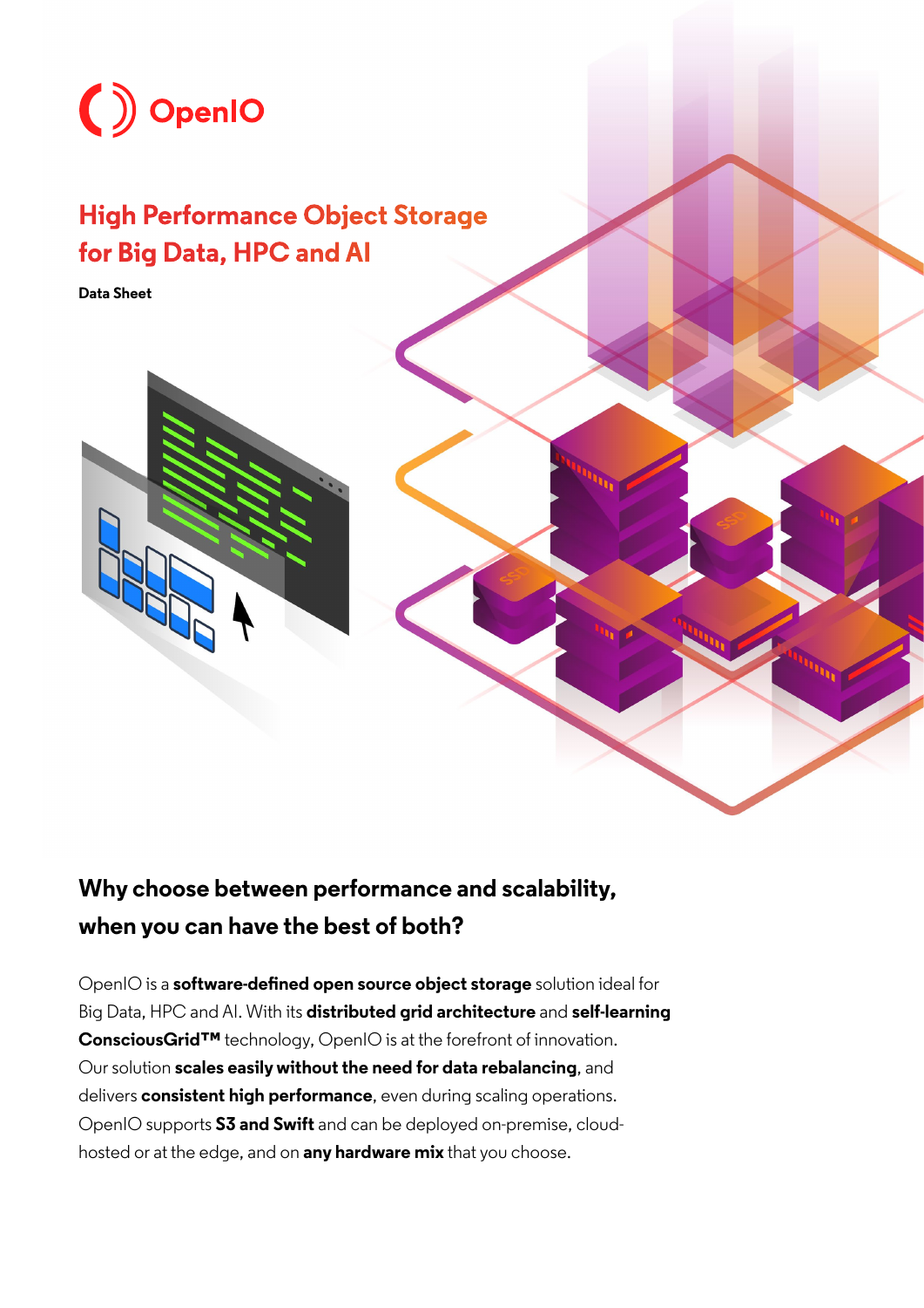OpenIO

# High Performance Object Storage for Big Data, HPC and AI

**Data Sheet**

## Why choose between performance and scalability, when you can have the best of both?

OpenIO is a **software-defined open source object storage** solution ideal for Big Data, HPC and AI. With its **distributed grid architecture** and **self-learning ConsciousGrid™** technology, OpenIO is at the forefront of innovation. Our solution **scales easily without the need for data rebalancing**, and delivers **consistent high performance**, even during scaling operations. OpenIO supports **S3 and Swift** and can be deployed on-premise, cloud-hosted or at the edge, and on **any hardware mix** that you choose.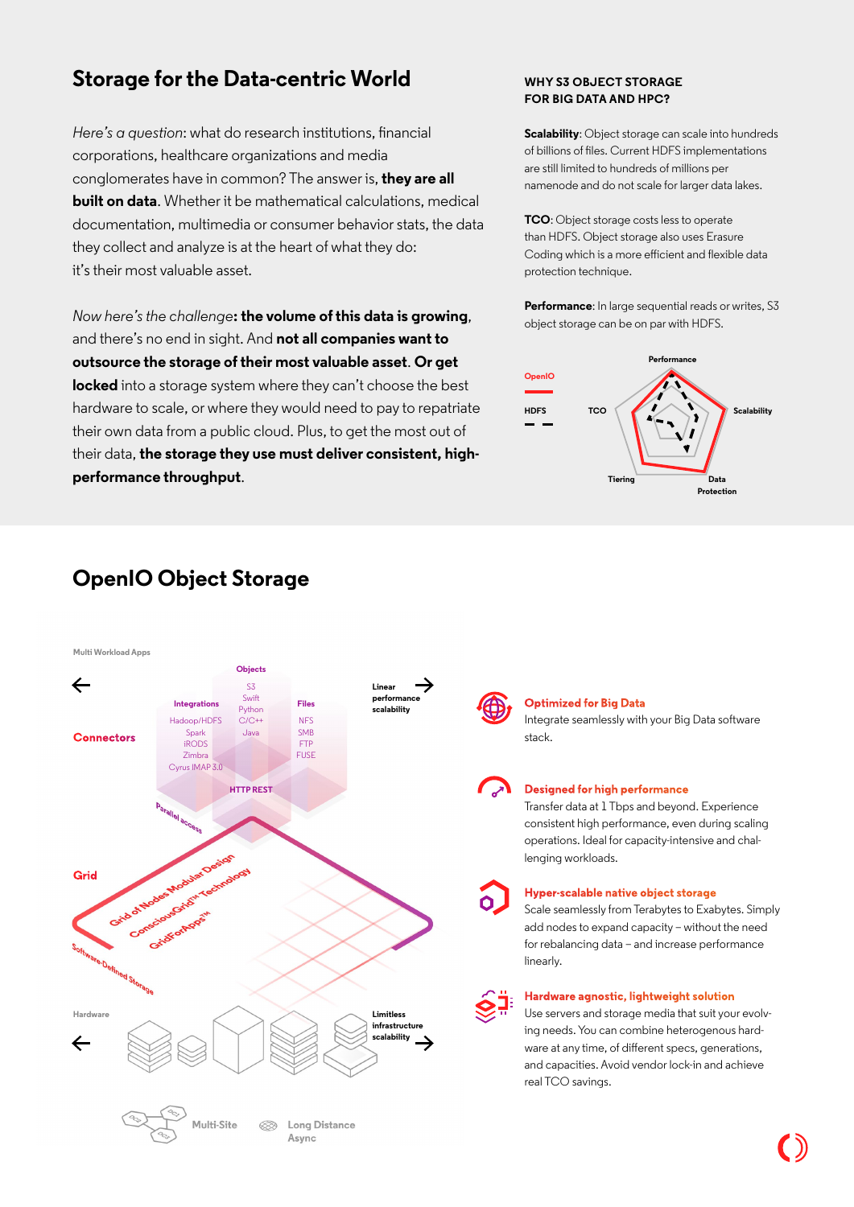## Storage for the Data-centric World

*Here's a question*: what do research institutions, financial corporations, healthcare organizations and media conglomerates have in common? The answer is, **they are all built on data**. Whether it be mathematical calculations, medical documentation, multimedia or consumer behavior stats, the data they collect and analyze is at the heart of what they do: it's their most valuable asset.

*Now here's the challenge*: **the volume of this data is growing**, and there's no end in sight. And **not all companies want to outsource the storage of their most valuable asset**. **Or get locked** into a storage system where they can't choose the best hardware to scale, or where they would need to pay to repatriate their own data from a public cloud. Plus, to get the most out of their data, **the storage they use must deliver consistent, high-performance throughput**.

### WHY S3 OBJECT STORAGE FOR BIG DATA AND HPC?

**Scalability**: Object storage can scale into hundreds of billions of files. Current HDFS implementations are still limited to hundreds of millions per namenode and do not scale for larger data lakes.

**TCO**: Object storage costs less to operate than HDFS. Object storage also uses Erasure Coding which is a more efficient and flexible data protection technique.

**Performance**: In large sequential reads or writes, S3 object storage can be on par with HDFS.

OpenIO
HDFS

Performance
Scalability
Data Protection
Tiering
TCO

## OpenIO Object Storage

Multi Workload Apps

Connectors

Integrations: Hadoop/HDFS, Spark, iRODS, Zimbra, Cyrus IMAP 3.0

Objects: S3, Swift, Python, C/C++, Java

Files: NFS, SMB, FTP, FUSE

HTTP REST

Parallel access

Linear performance scalability

Grid

Grid of Nodes Modular Design
ConsciousGrid™ Technology
GridForApps™

Software-Defined Storage

Hardware

Limitless infrastructure scalability

Multi-Site

Long Distance Async

**Optimized for Big Data**
Integrate seamlessly with your Big Data software stack.

**Designed for high performance**
Transfer data at 1 Tbps and beyond. Experience consistent high performance, even during scaling operations. Ideal for capacity-intensive and challenging workloads.

**Hyper-scalable native object storage**
Scale seamlessly from Terabytes to Exabytes. Simply add nodes to expand capacity – without the need for rebalancing data – and increase performance linearly.

**Hardware agnostic, lightweight solution**
Use servers and storage media that suit your evolving needs. You can combine heterogenous hardware at any time, of different specs, generations, and capacities. Avoid vendor lock-in and achieve real TCO savings.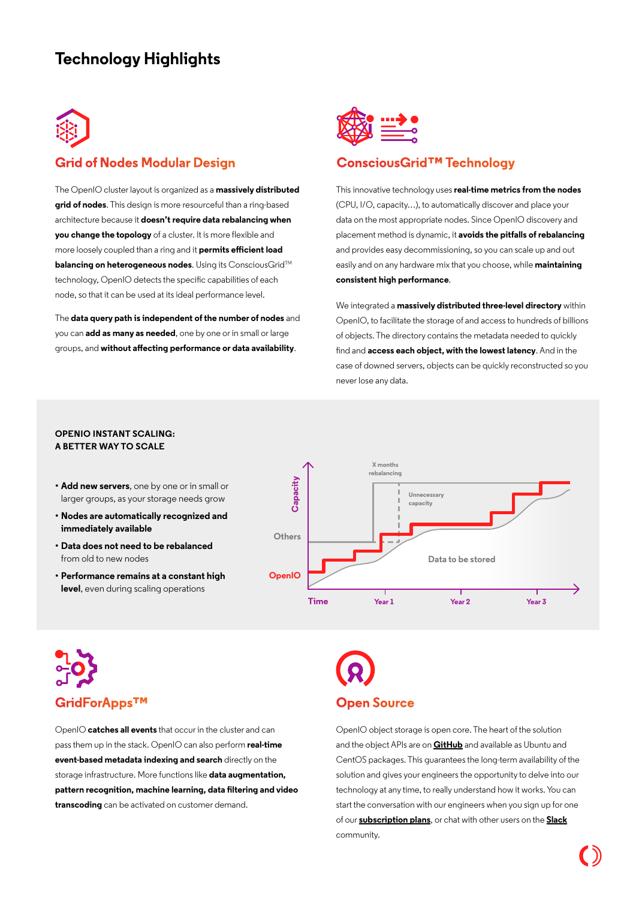# Technology Highlights

## Grid of Nodes Modular Design

The OpenIO cluster layout is organized as a **massively distributed grid of nodes**. This design is more resourceful than a ring-based architecture because it **doesn't require data rebalancing when you change the topology** of a cluster. It is more flexible and more loosely coupled than a ring and it **permits efficient load balancing on heterogeneous nodes**. Using its ConsciousGrid™ technology, OpenIO detects the specific capabilities of each node, so that it can be used at its ideal performance level.

The **data query path is independent of the number of nodes** and you can **add as many as needed**, one by one or in small or large groups, and **without affecting performance or data availability**.

## ConsciousGrid™ Technology

This innovative technology uses **real-time metrics from the nodes** (CPU, I/O, capacity…), to automatically discover and place your data on the most appropriate nodes. Since OpenIO discovery and placement method is dynamic, it **avoids the pitfalls of rebalancing** and provides easy decommissioning, so you can scale up and out easily and on any hardware mix that you choose, while **maintaining consistent high performance**.

We integrated a **massively distributed three-level directory** within OpenIO, to facilitate the storage of and access to hundreds of billions of objects. The directory contains the metadata needed to quickly find and **access each object, with the lowest latency**. And in the case of downed servers, objects can be quickly reconstructed so you never lose any data.

### OPENIO INSTANT SCALING: A BETTER WAY TO SCALE

- **Add new servers**, one by one or in small or larger groups, as your storage needs grow
- **Nodes are automatically recognized and immediately available**
- **Data does not need to be rebalanced** from old to new nodes
- **Performance remains at a constant high level**, even during scaling operations

Capacity / Time chart: Others, OpenIO, X months rebalancing, Unnecessary capacity, Data to be stored, Year 1, Year 2, Year 3

## GridForApps™

OpenIO **catches all events** that occur in the cluster and can pass them up in the stack. OpenIO can also perform **real-time event-based metadata indexing and search** directly on the storage infrastructure. More functions like **data augmentation, pattern recognition, machine learning, data filtering and video transcoding** can be activated on customer demand.

## Open Source

OpenIO object storage is open core. The heart of the solution and the object APIs are on **GitHub** and available as Ubuntu and CentOS packages. This guarantees the long-term availability of the solution and gives your engineers the opportunity to delve into our technology at any time, to really understand how it works. You can start the conversation with our engineers when you sign up for one of our **subscription plans**, or chat with other users on the **Slack** community.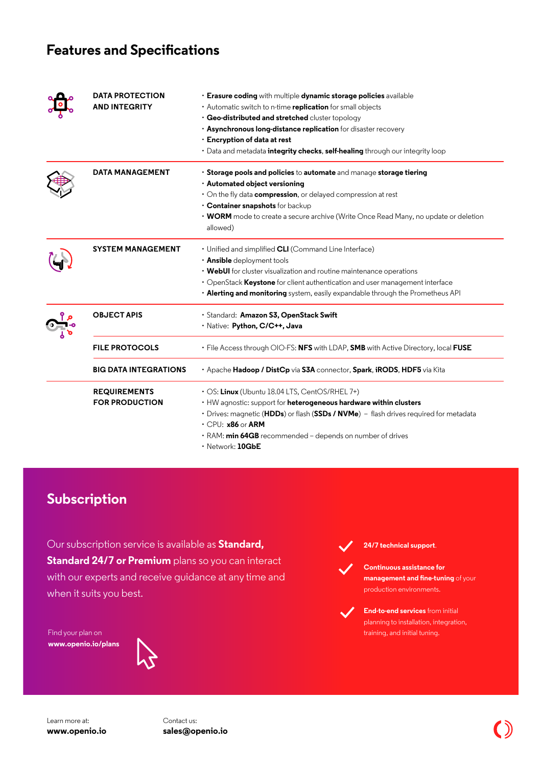## Features and Specifications

| | |
|---|---|
| **DATA PROTECTION AND INTEGRITY** | • **Erasure coding** with multiple **dynamic storage policies** available<br>• Automatic switch to n-time **replication** for small objects<br>• **Geo-distributed and stretched** cluster topology<br>• **Asynchronous long-distance replication** for disaster recovery<br>• **Encryption of data at rest**<br>• Data and metadata **integrity checks**, **self-healing** through our integrity loop |
| **DATA MANAGEMENT** | • **Storage pools and policies** to **automate** and manage **storage tiering**<br>• **Automated object versioning**<br>• On the fly data **compression**, or delayed compression at rest<br>• **Container snapshots** for backup<br>• **WORM** mode to create a secure archive (Write Once Read Many, no update or deletion allowed) |
| **SYSTEM MANAGEMENT** | • Unified and simplified **CLI** (Command Line Interface)<br>• **Ansible** deployment tools<br>• **WebUI** for cluster visualization and routine maintenance operations<br>• OpenStack **Keystone** for client authentication and user management interface<br>• **Alerting and monitoring** system, easily expandable through the Prometheus API |
| **OBJECT APIS** | • Standard: **Amazon S3, OpenStack Swift**<br>• Native: **Python, C/C++, Java** |
| **FILE PROTOCOLS** | • File Access through OIO-FS: **NFS** with LDAP, **SMB** with Active Directory, local **FUSE** |
| **BIG DATA INTEGRATIONS** | • Apache **Hadoop / DistCp** via **S3A** connector, **Spark**, **iRODS**, **HDF5** via Kita |
| **REQUIREMENTS FOR PRODUCTION** | • OS: **Linux** (Ubuntu 18.04 LTS, CentOS/RHEL 7+)<br>• HW agnostic: support for **heterogeneous hardware within clusters**<br>• Drives: magnetic (**HDDs**) or flash (**SSDs / NVMe**) – flash drives required for metadata<br>• CPU: **x86** or **ARM**<br>• RAM: **min 64GB** recommended – depends on number of drives<br>• Network: **10GbE** |

## Subscription

Our subscription service is available as **Standard, Standard 24/7 or Premium** plans so you can interact with our experts and receive guidance at any time and when it suits you best.

Find your plan on
**www.openio.io/plans**

- **24/7 technical support.**
- **Continuous assistance for management and fine-tuning** of your production environments.
- **End-to-end services** from initial planning to installation, integration, training, and initial tuning.

Learn more at:
**www.openio.io**

Contact us:
**sales@openio.io**